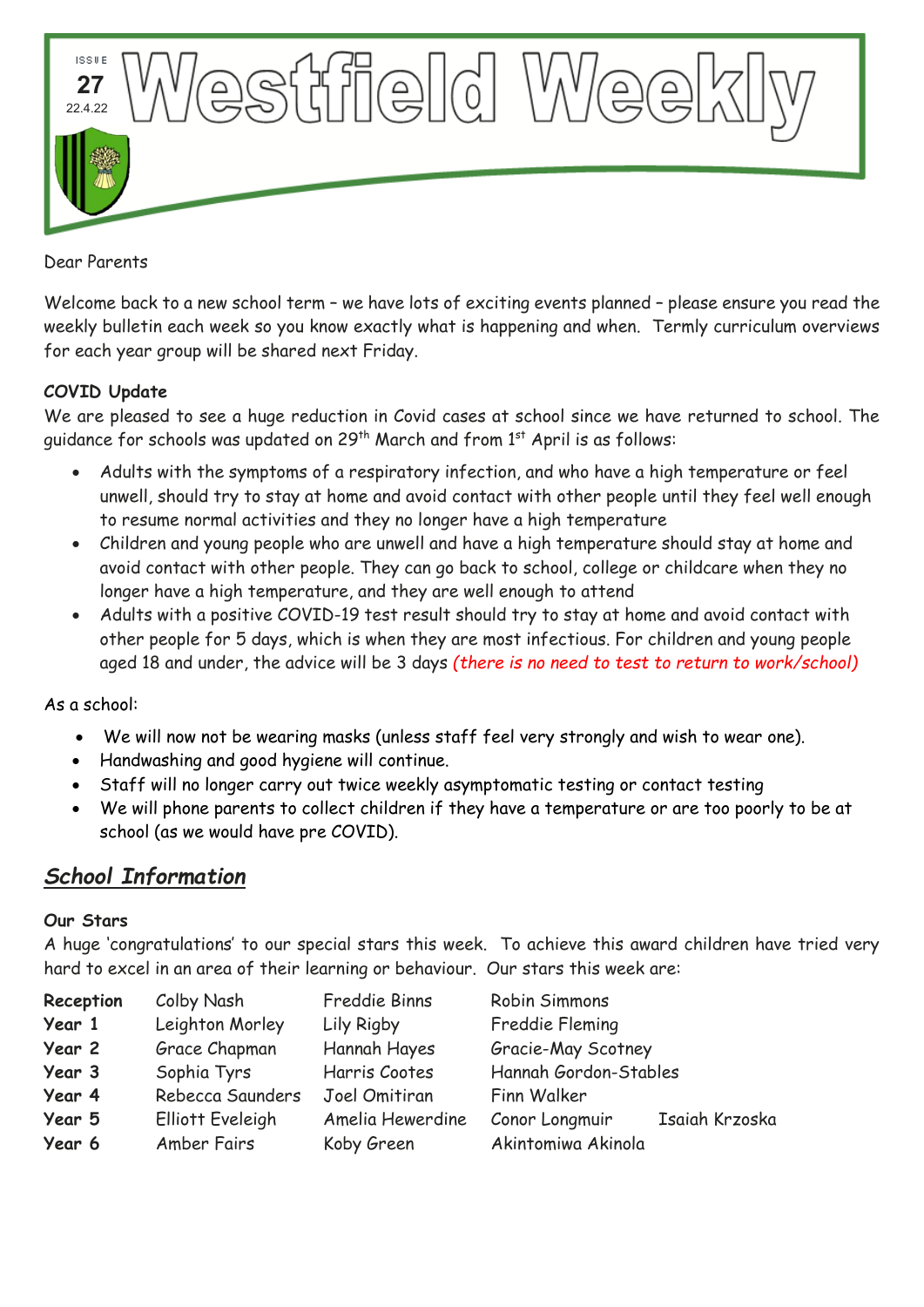ISSUE 27 22.4.22

# Westfield Weekly

Dear Parents

Welcome back to a new school term – we have lots of exciting events planned – please ensure you read the weekly bulletin each week so you know exactly what is happening and when. Termly curriculum overviews for each year group will be shared next Friday.

**COVID Update**

We are pleased to see a huge reduction in Covid cases at school since we have returned to school. The guidance for schools was updated on 29th March and from 1st April is as follows:

- Adults with the symptoms of a respiratory infection, and who have a high temperature or feel unwell, should try to stay at home and avoid contact with other people until they feel well enough to resume normal activities and they no longer have a high temperature
- Children and young people who are unwell and have a high temperature should stay at home and avoid contact with other people. They can go back to school, college or childcare when they no longer have a high temperature, and they are well enough to attend
- Adults with a positive COVID-19 test result should try to stay at home and avoid contact with other people for 5 days, which is when they are most infectious. For children and young people aged 18 and under, the advice will be 3 days *(there is no need to test to return to work/school)*

As a school:

- We will now not be wearing masks (unless staff feel very strongly and wish to wear one).
- Handwashing and good hygiene will continue.
- Staff will no longer carry out twice weekly asymptomatic testing or contact testing
- We will phone parents to collect children if they have a temperature or are too poorly to be at school (as we would have pre COVID).

## *School Information*

**Our Stars**

A huge 'congratulations' to our special stars this week. To achieve this award children have tried very hard to excel in an area of their learning or behaviour. Our stars this week are:

| | | | | |
|---|---|---|---|---|
| **Reception** | Colby Nash | Freddie Binns | Robin Simmons | |
| **Year 1** | Leighton Morley | Lily Rigby | Freddie Fleming | |
| **Year 2** | Grace Chapman | Hannah Hayes | Gracie-May Scotney | |
| **Year 3** | Sophia Tyrs | Harris Cootes | Hannah Gordon-Stables | |
| **Year 4** | Rebecca Saunders | Joel Omitiran | Finn Walker | |
| **Year 5** | Elliott Eveleigh | Amelia Hewerdine | Conor Longmuir | Isaiah Krzoska |
| **Year 6** | Amber Fairs | Koby Green | Akintomiwa Akinola | |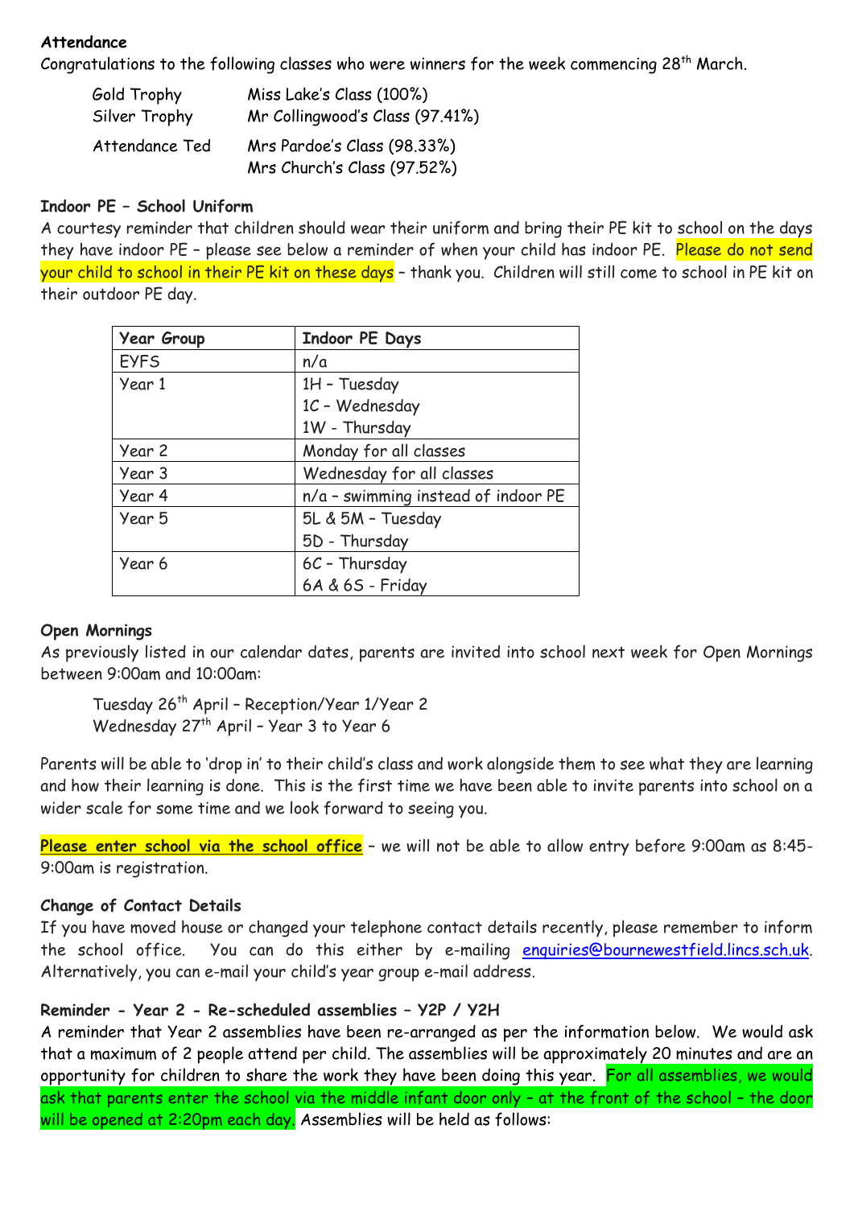**Attendance**

Congratulations to the following classes who were winners for the week commencing 28th March.

| | |
|---|---|
| Gold Trophy | Miss Lake's Class (100%) |
| Silver Trophy | Mr Collingwood's Class (97.41%) |
| Attendance Ted | Mrs Pardoe's Class (98.33%)<br>Mrs Church's Class (97.52%) |

**Indoor PE – School Uniform**

A courtesy reminder that children should wear their uniform and bring their PE kit to school on the days they have indoor PE – please see below a reminder of when your child has indoor PE. Please do not send your child to school in their PE kit on these days – thank you. Children will still come to school in PE kit on their outdoor PE day.

| Year Group | Indoor PE Days |
|---|---|
| EYFS | n/a |
| Year 1 | 1H – Tuesday<br>1C – Wednesday<br>1W - Thursday |
| Year 2 | Monday for all classes |
| Year 3 | Wednesday for all classes |
| Year 4 | n/a – swimming instead of indoor PE |
| Year 5 | 5L & 5M – Tuesday<br>5D - Thursday |
| Year 6 | 6C – Thursday<br>6A & 6S - Friday |

**Open Mornings**

As previously listed in our calendar dates, parents are invited into school next week for Open Mornings between 9:00am and 10:00am:

Tuesday 26th April – Reception/Year 1/Year 2
Wednesday 27th April – Year 3 to Year 6

Parents will be able to 'drop in' to their child's class and work alongside them to see what they are learning and how their learning is done. This is the first time we have been able to invite parents into school on a wider scale for some time and we look forward to seeing you.

**Please enter school via the school office** – we will not be able to allow entry before 9:00am as 8:45-9:00am is registration.

**Change of Contact Details**

If you have moved house or changed your telephone contact details recently, please remember to inform the school office. You can do this either by e-mailing enquiries@bournewestfield.lincs.sch.uk. Alternatively, you can e-mail your child's year group e-mail address.

**Reminder - Year 2 - Re-scheduled assemblies – Y2P / Y2H**

A reminder that Year 2 assemblies have been re-arranged as per the information below. We would ask that a maximum of 2 people attend per child. The assemblies will be approximately 20 minutes and are an opportunity for children to share the work they have been doing this year. For all assemblies, we would ask that parents enter the school via the middle infant door only – at the front of the school – the door will be opened at 2:20pm each day. Assemblies will be held as follows: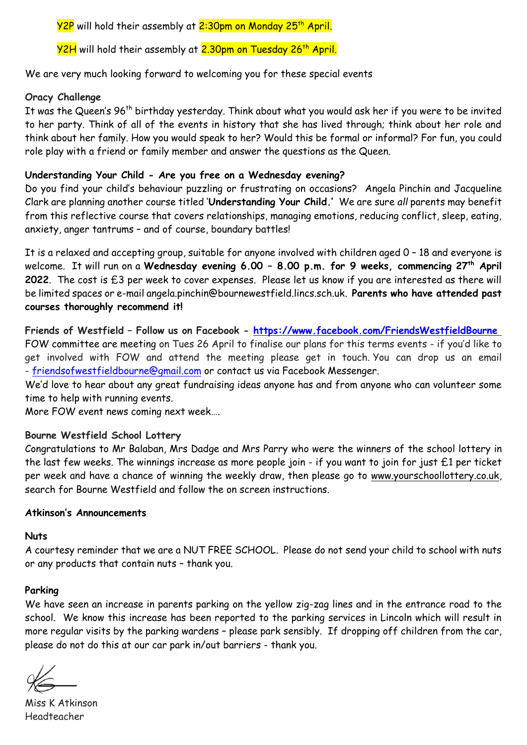Y2P will hold their assembly at 2:30pm on Monday 25th April.

Y2H will hold their assembly at 2.30pm on Tuesday 26th April.

We are very much looking forward to welcoming you for these special events

**Oracy Challenge**

It was the Queen's 96th birthday yesterday. Think about what you would ask her if you were to be invited to her party. Think of all of the events in history that she has lived through; think about her role and think about her family. How you would speak to her? Would this be formal or informal? For fun, you could role play with a friend or family member and answer the questions as the Queen.

**Understanding Your Child - Are you free on a Wednesday evening?**

Do you find your child's behaviour puzzling or frustrating on occasions? Angela Pinchin and Jacqueline Clark are planning another course titled '**Understanding Your Child.'** We are sure *all* parents may benefit from this reflective course that covers relationships, managing emotions, reducing conflict, sleep, eating, anxiety, anger tantrums – and of course, boundary battles!

It is a relaxed and accepting group, suitable for anyone involved with children aged 0 – 18 and everyone is welcome. It will run on a **Wednesday evening 6.00 – 8.00 p.m. for 9 weeks, commencing 27th April 2022**. The cost is £3 per week to cover expenses. Please let us know if you are interested as there will be limited spaces or e-mail angela.pinchin@bournewestfield.lincs.sch.uk. **Parents who have attended past courses thoroughly recommend it!**

**Friends of Westfield – Follow us on Facebook - [https://www.facebook.com/FriendsWestfieldBourne](https://www.facebook.com/FriendsWestfieldBourne)**

FOW committee are meeting on Tues 26 April to finalise our plans for this terms events - if you'd like to get involved with FOW and attend the meeting please get in touch. You can drop us an email - friendsofwestfieldbourne@gmail.com or contact us via Facebook Messenger.

We'd love to hear about any great fundraising ideas anyone has and from anyone who can volunteer some time to help with running events.

More FOW event news coming next week….

**Bourne Westfield School Lottery**

Congratulations to Mr Balaban, Mrs Dadge and Mrs Parry who were the winners of the school lottery in the last few weeks. The winnings increase as more people join - if you want to join for just £1 per ticket per week and have a chance of winning the weekly draw, then please go to www.yourschoollottery.co.uk, search for Bourne Westfield and follow the on screen instructions.

**Atkinson's Announcements**

**Nuts**

A courtesy reminder that we are a NUT FREE SCHOOL. Please do not send your child to school with nuts or any products that contain nuts – thank you.

**Parking**

We have seen an increase in parents parking on the yellow zig-zag lines and in the entrance road to the school. We know this increase has been reported to the parking services in Lincoln which will result in more regular visits by the parking wardens – please park sensibly. If dropping off children from the car, please do not do this at our car park in/out barriers - thank you.

Miss K Atkinson
Headteacher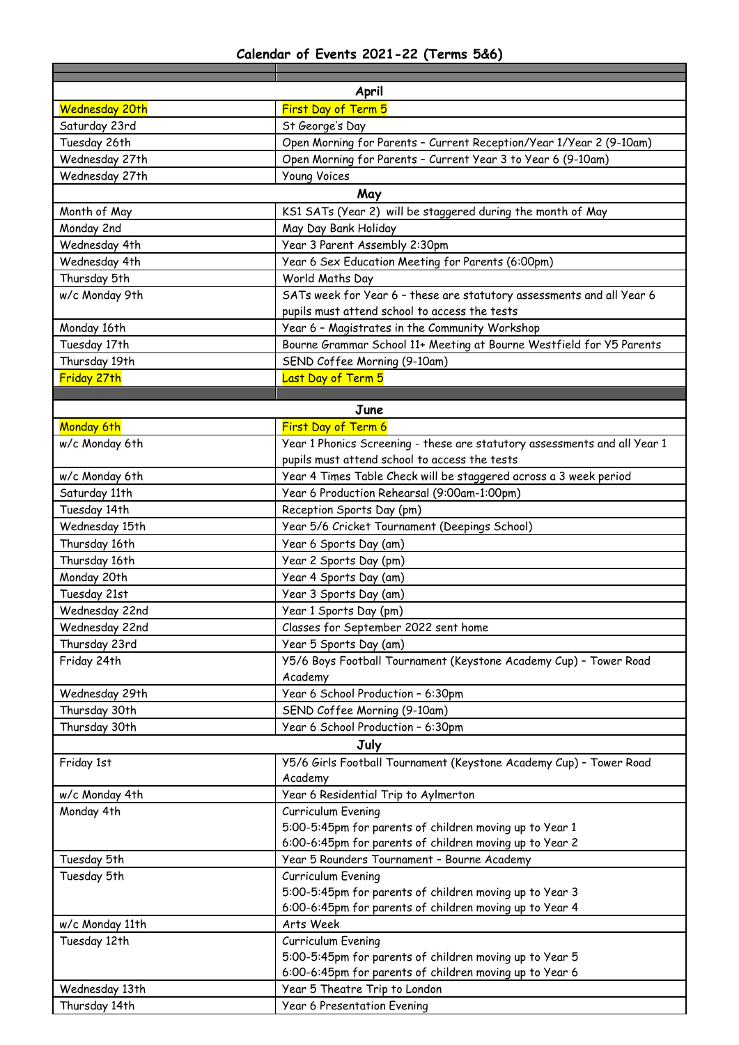# Calendar of Events 2021-22 (Terms 5&6)

| | |
|---|---|
| **April** | |
| Wednesday 20th | First Day of Term 5 |
| Saturday 23rd | St George's Day |
| Tuesday 26th | Open Morning for Parents – Current Reception/Year 1/Year 2 (9-10am) |
| Wednesday 27th | Open Morning for Parents – Current Year 3 to Year 6 (9-10am) |
| Wednesday 27th | Young Voices |
| **May** | |
| Month of May | KS1 SATs (Year 2) will be staggered during the month of May |
| Monday 2nd | May Day Bank Holiday |
| Wednesday 4th | Year 3 Parent Assembly 2:30pm |
| Wednesday 4th | Year 6 Sex Education Meeting for Parents (6:00pm) |
| Thursday 5th | World Maths Day |
| w/c Monday 9th | SATs week for Year 6 – these are statutory assessments and all Year 6 pupils must attend school to access the tests |
| Monday 16th | Year 6 – Magistrates in the Community Workshop |
| Tuesday 17th | Bourne Grammar School 11+ Meeting at Bourne Westfield for Y5 Parents |
| Thursday 19th | SEND Coffee Morning (9-10am) |
| Friday 27th | Last Day of Term 5 |
| | |
| **June** | |
| Monday 6th | First Day of Term 6 |
| w/c Monday 6th | Year 1 Phonics Screening - these are statutory assessments and all Year 1 pupils must attend school to access the tests |
| w/c Monday 6th | Year 4 Times Table Check will be staggered across a 3 week period |
| Saturday 11th | Year 6 Production Rehearsal (9:00am-1:00pm) |
| Tuesday 14th | Reception Sports Day (pm) |
| Wednesday 15th | Year 5/6 Cricket Tournament (Deepings School) |
| Thursday 16th | Year 6 Sports Day (am) |
| Thursday 16th | Year 2 Sports Day (pm) |
| Monday 20th | Year 4 Sports Day (am) |
| Tuesday 21st | Year 3 Sports Day (am) |
| Wednesday 22nd | Year 1 Sports Day (pm) |
| Wednesday 22nd | Classes for September 2022 sent home |
| Thursday 23rd | Year 5 Sports Day (am) |
| Friday 24th | Y5/6 Boys Football Tournament (Keystone Academy Cup) – Tower Road Academy |
| Wednesday 29th | Year 6 School Production – 6:30pm |
| Thursday 30th | SEND Coffee Morning (9-10am) |
| Thursday 30th | Year 6 School Production – 6:30pm |
| **July** | |
| Friday 1st | Y5/6 Girls Football Tournament (Keystone Academy Cup) – Tower Road Academy |
| w/c Monday 4th | Year 6 Residential Trip to Aylmerton |
| Monday 4th | Curriculum Evening<br>5:00-5:45pm for parents of children moving up to Year 1<br>6:00-6:45pm for parents of children moving up to Year 2 |
| Tuesday 5th | Year 5 Rounders Tournament – Bourne Academy |
| Tuesday 5th | Curriculum Evening<br>5:00-5:45pm for parents of children moving up to Year 3<br>6:00-6:45pm for parents of children moving up to Year 4 |
| w/c Monday 11th | Arts Week |
| Tuesday 12th | Curriculum Evening<br>5:00-5:45pm for parents of children moving up to Year 5<br>6:00-6:45pm for parents of children moving up to Year 6 |
| Wednesday 13th | Year 5 Theatre Trip to London |
| Thursday 14th | Year 6 Presentation Evening |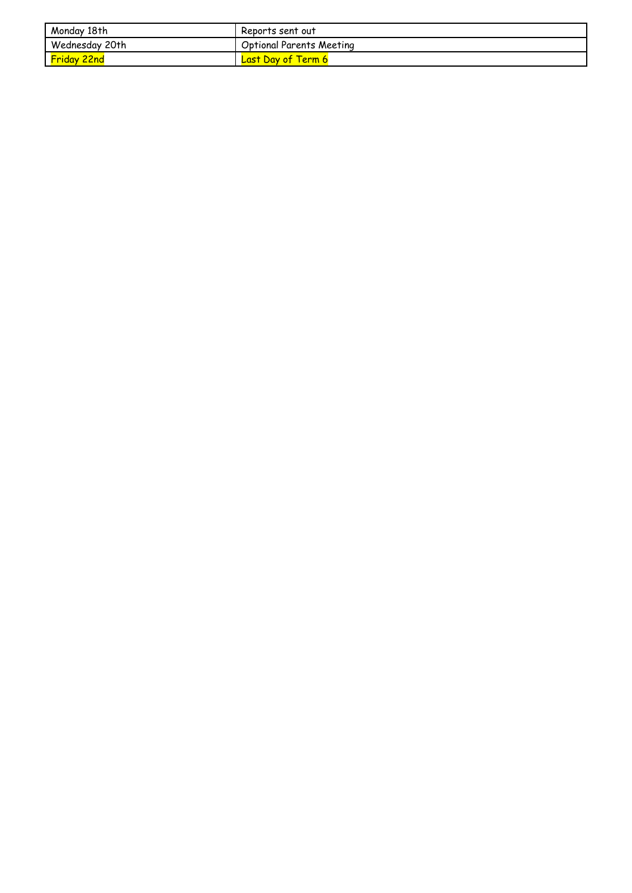| | |
|---|---|
| Monday 18th | Reports sent out |
| Wednesday 20th | Optional Parents Meeting |
| Friday 22nd | Last Day of Term 6 |